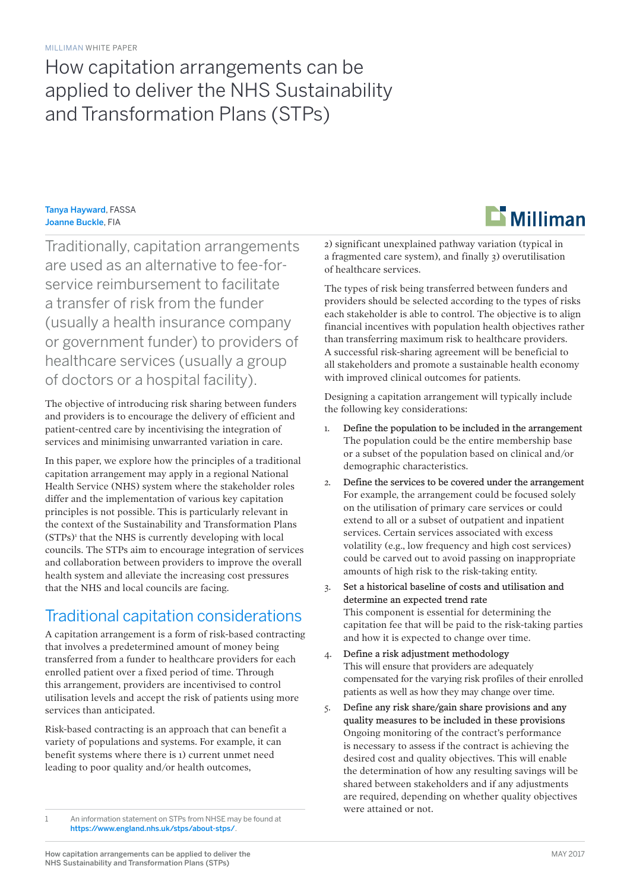MILLIMAN WHITE PAPER

# How capitation arrangements can be applied to deliver the NHS Sustainability and Transformation Plans (STPs)

Tanya Hayward, FASSA
Joanne Buckle, FIA

Traditionally, capitation arrangements are used as an alternative to fee-for-service reimbursement to facilitate a transfer of risk from the funder (usually a health insurance company or government funder) to providers of healthcare services (usually a group of doctors or a hospital facility).

The objective of introducing risk sharing between funders and providers is to encourage the delivery of efficient and patient-centred care by incentivising the integration of services and minimising unwarranted variation in care.

In this paper, we explore how the principles of a traditional capitation arrangement may apply in a regional National Health Service (NHS) system where the stakeholder roles differ and the implementation of various key capitation principles is not possible. This is particularly relevant in the context of the Sustainability and Transformation Plans (STPs)[1] that the NHS is currently developing with local councils. The STPs aim to encourage integration of services and collaboration between providers to improve the overall health system and alleviate the increasing cost pressures that the NHS and local councils are facing.

## Traditional capitation considerations

A capitation arrangement is a form of risk-based contracting that involves a predetermined amount of money being transferred from a funder to healthcare providers for each enrolled patient over a fixed period of time. Through this arrangement, providers are incentivised to control utilisation levels and accept the risk of patients using more services than anticipated.

Risk-based contracting is an approach that can benefit a variety of populations and systems. For example, it can benefit systems where there is 1) current unmet need leading to poor quality and/or health outcomes, 2) significant unexplained pathway variation (typical in a fragmented care system), and finally 3) overutilisation of healthcare services.

The types of risk being transferred between funders and providers should be selected according to the types of risks each stakeholder is able to control. The objective is to align financial incentives with population health objectives rather than transferring maximum risk to healthcare providers. A successful risk-sharing agreement will be beneficial to all stakeholders and promote a sustainable health economy with improved clinical outcomes for patients.

Designing a capitation arrangement will typically include the following key considerations:

1. **Define the population to be included in the arrangement**
   The population could be the entire membership base or a subset of the population based on clinical and/or demographic characteristics.
2. **Define the services to be covered under the arrangement**
   For example, the arrangement could be focused solely on the utilisation of primary care services or could extend to all or a subset of outpatient and inpatient services. Certain services associated with excess volatility (e.g., low frequency and high cost services) could be carved out to avoid passing on inappropriate amounts of high risk to the risk-taking entity.
3. **Set a historical baseline of costs and utilisation and determine an expected trend rate**
   This component is essential for determining the capitation fee that will be paid to the risk-taking parties and how it is expected to change over time.
4. **Define a risk adjustment methodology**
   This will ensure that providers are adequately compensated for the varying risk profiles of their enrolled patients as well as how they may change over time.
5. **Define any risk share/gain share provisions and any quality measures to be included in these provisions**
   Ongoing monitoring of the contract's performance is necessary to assess if the contract is achieving the desired cost and quality objectives. This will enable the determination of how any resulting savings will be shared between stakeholders and if any adjustments are required, depending on whether quality objectives were attained or not.

---

1 An information statement on STPs from NHSE may be found at https://www.england.nhs.uk/stps/about-stps/.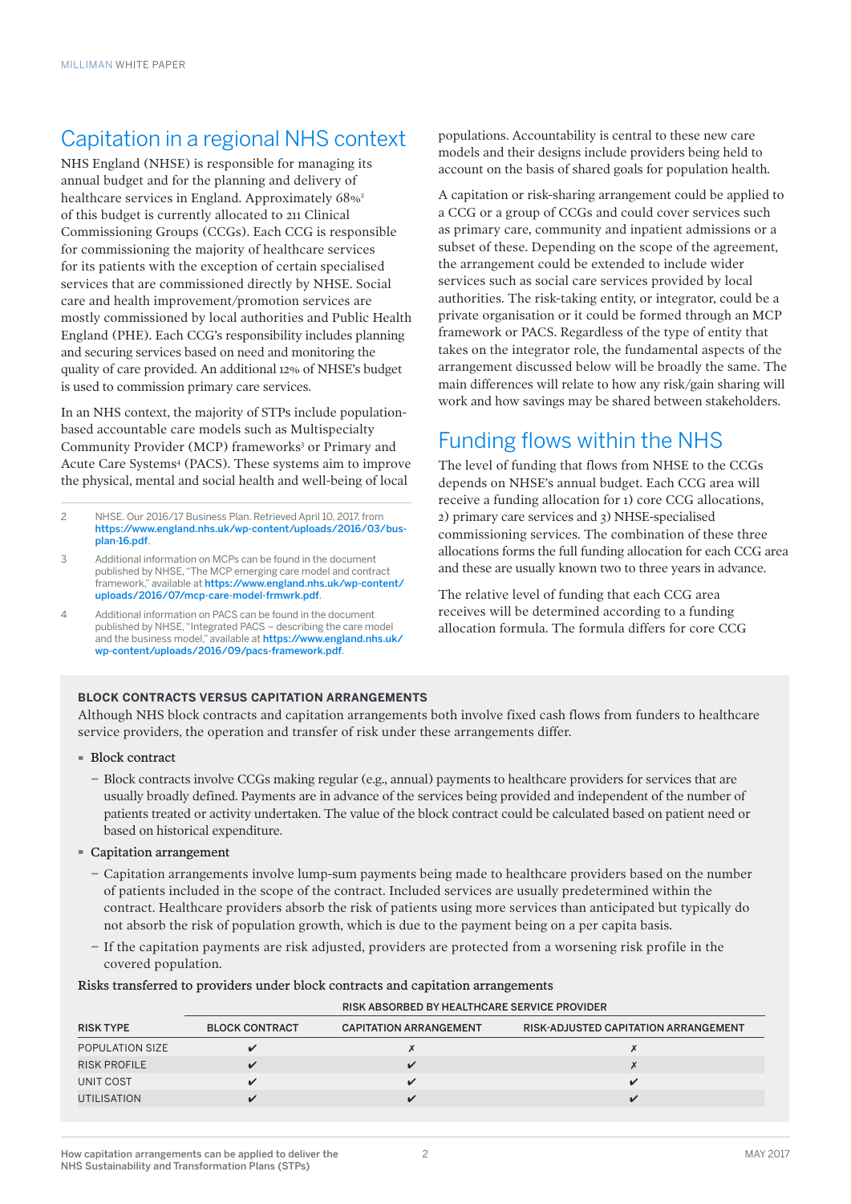## Capitation in a regional NHS context

NHS England (NHSE) is responsible for managing its annual budget and for the planning and delivery of healthcare services in England. Approximately 68%[2] of this budget is currently allocated to 211 Clinical Commissioning Groups (CCGs). Each CCG is responsible for commissioning the majority of healthcare services for its patients with the exception of certain specialised services that are commissioned directly by NHSE. Social care and health improvement/promotion services are mostly commissioned by local authorities and Public Health England (PHE). Each CCG's responsibility includes planning and securing services based on need and monitoring the quality of care provided. An additional 12% of NHSE's budget is used to commission primary care services.

In an NHS context, the majority of STPs include population-based accountable care models such as Multispecialty Community Provider (MCP) frameworks[3] or Primary and Acute Care Systems[4] (PACS). These systems aim to improve the physical, mental and social health and well-being of local populations. Accountability is central to these new care models and their designs include providers being held to account on the basis of shared goals for population health.

A capitation or risk-sharing arrangement could be applied to a CCG or a group of CCGs and could cover services such as primary care, community and inpatient admissions or a subset of these. Depending on the scope of the agreement, the arrangement could be extended to include wider services such as social care services provided by local authorities. The risk-taking entity, or integrator, could be a private organisation or it could be formed through an MCP framework or PACS. Regardless of the type of entity that takes on the integrator role, the fundamental aspects of the arrangement discussed below will be broadly the same. The main differences will relate to how any risk/gain sharing will work and how savings may be shared between stakeholders.

## Funding flows within the NHS

The level of funding that flows from NHSE to the CCGs depends on NHSE's annual budget. Each CCG area will receive a funding allocation for 1) core CCG allocations, 2) primary care services and 3) NHSE-specialised commissioning services. The combination of these three allocations forms the full funding allocation for each CCG area and these are usually known two to three years in advance.

The relative level of funding that each CCG area receives will be determined according to a funding allocation formula. The formula differs for core CCG

---

2 NHSE. Our 2016/17 Business Plan. Retrieved April 10, 2017, from https://www.england.nhs.uk/wp-content/uploads/2016/03/bus-plan-16.pdf.

3 Additional information on MCPs can be found in the document published by NHSE, "The MCP emerging care model and contract framework," available at https://www.england.nhs.uk/wp-content/uploads/2016/07/mcp-care-model-frmwrk.pdf.

4 Additional information on PACS can be found in the document published by NHSE, "Integrated PACS – describing the care model and the business model," available at https://www.england.nhs.uk/wp-content/uploads/2016/09/pacs-framework.pdf.

---

**BLOCK CONTRACTS VERSUS CAPITATION ARRANGEMENTS**

Although NHS block contracts and capitation arrangements both involve fixed cash flows from funders to healthcare service providers, the operation and transfer of risk under these arrangements differ.

- Block contract
  - Block contracts involve CCGs making regular (e.g., annual) payments to healthcare providers for services that are usually broadly defined. Payments are in advance of the services being provided and independent of the number of patients treated or activity undertaken. The value of the block contract could be calculated based on patient need or based on historical expenditure.
- Capitation arrangement
  - Capitation arrangements involve lump-sum payments being made to healthcare providers based on the number of patients included in the scope of the contract. Included services are usually predetermined within the contract. Healthcare providers absorb the risk of patients using more services than anticipated but typically do not absorb the risk of population growth, which is due to the payment being on a per capita basis.
  - If the capitation payments are risk adjusted, providers are protected from a worsening risk profile in the covered population.

Risks transferred to providers under block contracts and capitation arrangements

| | RISK ABSORBED BY HEALTHCARE SERVICE PROVIDER | | |
|---|---|---|---|
| RISK TYPE | BLOCK CONTRACT | CAPITATION ARRANGEMENT | RISK-ADJUSTED CAPITATION ARRANGEMENT |
| POPULATION SIZE | ✔ | ✗ | ✗ |
| RISK PROFILE | ✔ | ✔ | ✗ |
| UNIT COST | ✔ | ✔ | ✔ |
| UTILISATION | ✔ | ✔ | ✔ |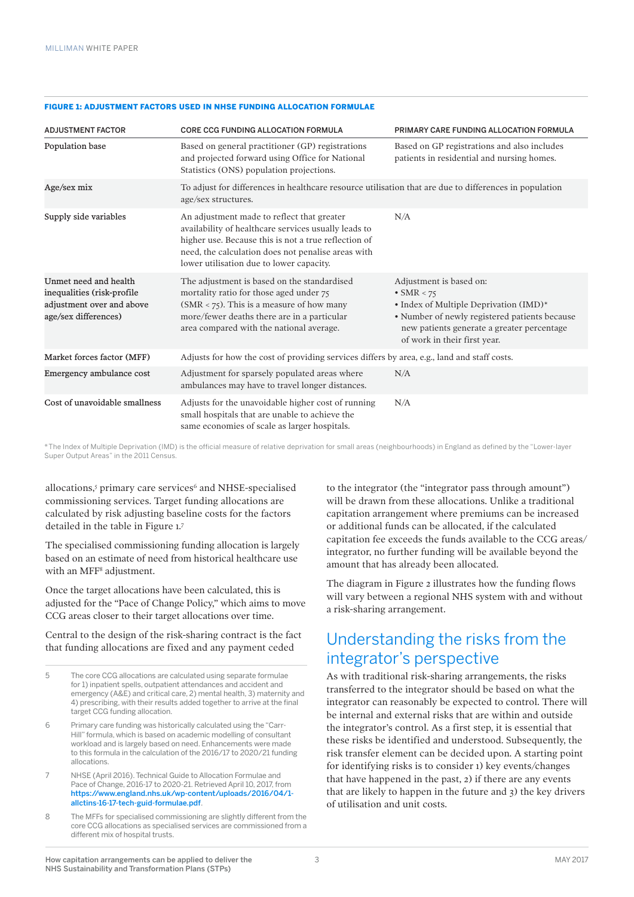**FIGURE 1: ADJUSTMENT FACTORS USED IN NHSE FUNDING ALLOCATION FORMULAE**

| ADJUSTMENT FACTOR | CORE CCG FUNDING ALLOCATION FORMULA | PRIMARY CARE FUNDING ALLOCATION FORMULA |
|---|---|---|
| Population base | Based on general practitioner (GP) registrations and projected forward using Office for National Statistics (ONS) population projections. | Based on GP registrations and also includes patients in residential and nursing homes. |
| Age/sex mix | To adjust for differences in healthcare resource utilisation that are due to differences in population age/sex structures. | |
| Supply side variables | An adjustment made to reflect that greater availability of healthcare services usually leads to higher use. Because this is not a true reflection of need, the calculation does not penalise areas with lower utilisation due to lower capacity. | N/A |
| Unmet need and health inequalities (risk-profile adjustment over and above age/sex differences) | The adjustment is based on the standardised mortality ratio for those aged under 75 (SMR < 75). This is a measure of how many more/fewer deaths there are in a particular area compared with the national average. | Adjustment is based on:<br>• SMR < 75<br>• Index of Multiple Deprivation (IMD)*<br>• Number of newly registered patients because new patients generate a greater percentage of work in their first year. |
| Market forces factor (MFF) | Adjusts for how the cost of providing services differs by area, e.g., land and staff costs. | |
| Emergency ambulance cost | Adjustment for sparsely populated areas where ambulances may have to travel longer distances. | N/A |
| Cost of unavoidable smallness | Adjusts for the unavoidable higher cost of running small hospitals that are unable to achieve the same economies of scale as larger hospitals. | N/A |

*The Index of Multiple Deprivation (IMD) is the official measure of relative deprivation for small areas (neighbourhoods) in England as defined by the "Lower-layer Super Output Areas" in the 2011 Census.

allocations,[5] primary care services[6] and NHSE-specialised commissioning services. Target funding allocations are calculated by risk adjusting baseline costs for the factors detailed in the table in Figure 1.[7]

The specialised commissioning funding allocation is largely based on an estimate of need from historical healthcare use with an MFF[8] adjustment.

Once the target allocations have been calculated, this is adjusted for the "Pace of Change Policy," which aims to move CCG areas closer to their target allocations over time.

Central to the design of the risk-sharing contract is the fact that funding allocations are fixed and any payment ceded to the integrator (the "integrator pass through amount") will be drawn from these allocations. Unlike a traditional capitation arrangement where premiums can be increased or additional funds can be allocated, if the calculated capitation fee exceeds the funds available to the CCG areas/integrator, no further funding will be available beyond the amount that has already been allocated.

The diagram in Figure 2 illustrates how the funding flows will vary between a regional NHS system with and without a risk-sharing arrangement.

## Understanding the risks from the integrator's perspective

As with traditional risk-sharing arrangements, the risks transferred to the integrator should be based on what the integrator can reasonably be expected to control. There will be internal and external risks that are within and outside the integrator's control. As a first step, it is essential that these risks be identified and understood. Subsequently, the risk transfer element can be decided upon. A starting point for identifying risks is to consider 1) key events/changes that have happened in the past, 2) if there are any events that are likely to happen in the future and 3) the key drivers of utilisation and unit costs.

---

5 The core CCG allocations are calculated using separate formulae for 1) inpatient spells, outpatient attendances and accident and emergency (A&E) and critical care, 2) mental health, 3) maternity and 4) prescribing, with their results added together to arrive at the final target CCG funding allocation.

6 Primary care funding was historically calculated using the "Carr-Hill" formula, which is based on academic modelling of consultant workload and is largely based on need. Enhancements were made to this formula in the calculation of the 2016/17 to 2020/21 funding allocations.

7 NHSE (April 2016). Technical Guide to Allocation Formulae and Pace of Change, 2016-17 to 2020-21. Retrieved April 10, 2017, from https://www.england.nhs.uk/wp-content/uploads/2016/04/1-allctins-16-17-tech-guid-formulae.pdf.

8 The MFFs for specialised commissioning are slightly different from the core CCG allocations as specialised services are commissioned from a different mix of hospital trusts.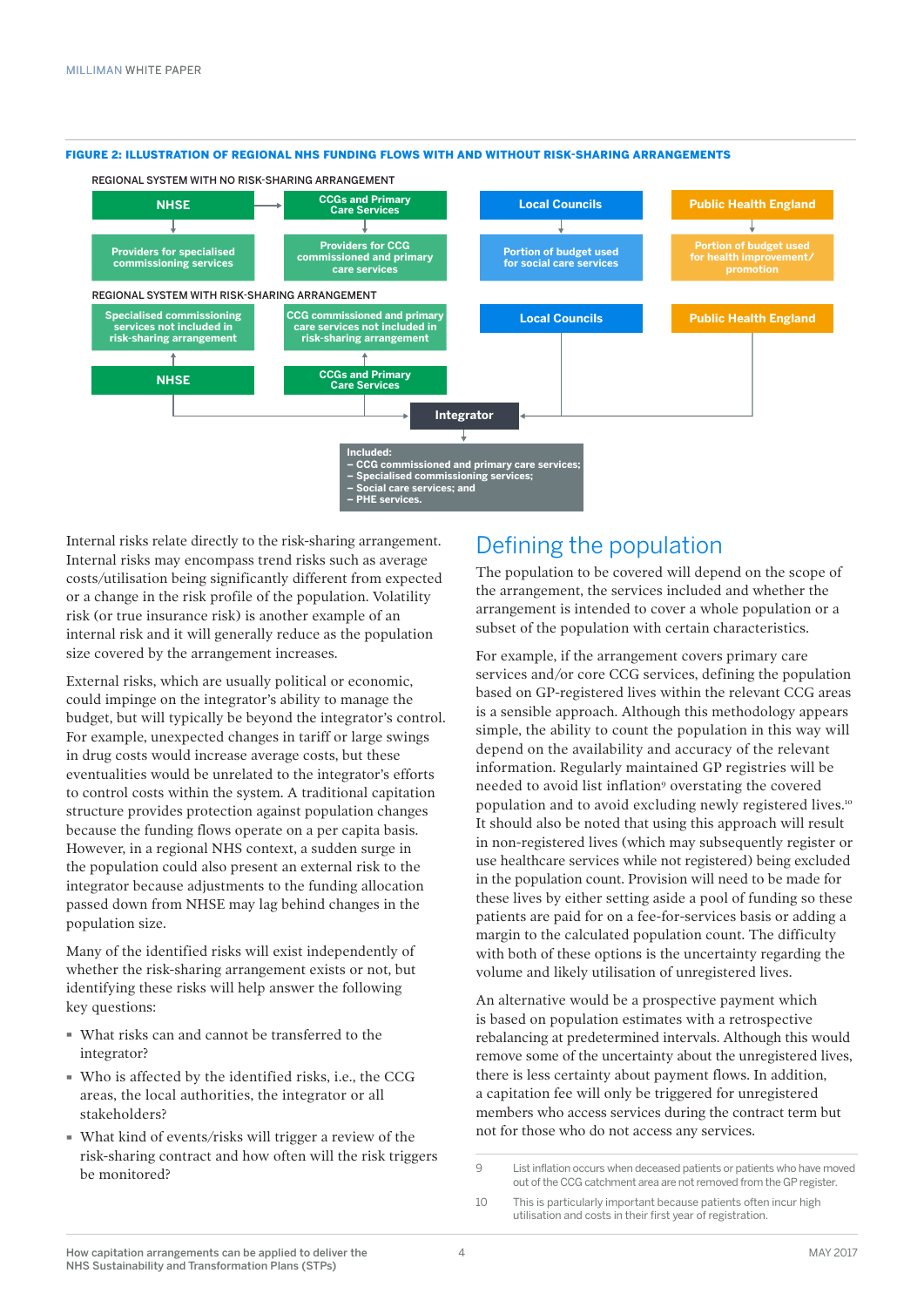**FIGURE 2: ILLUSTRATION OF REGIONAL NHS FUNDING FLOWS WITH AND WITHOUT RISK-SHARING ARRANGEMENTS**

REGIONAL SYSTEM WITH NO RISK-SHARING ARRANGEMENT

- NHSE → CCGs and Primary Care Services
- NHSE → Providers for specialised commissioning services
- CCGs and Primary Care Services → Providers for CCG commissioned and primary care services
- Local Councils → Portion of budget used for social care services
- Public Health England → Portion of budget used for health improvement/promotion

REGIONAL SYSTEM WITH RISK-SHARING ARRANGEMENT

- NHSE → Specialised commissioning services not included in risk-sharing arrangement
- CCGs and Primary Care Services → CCG commissioned and primary care services not included in risk-sharing arrangement
- NHSE, CCGs and Primary Care Services, Local Councils, Public Health England → Integrator
- Integrator → Included:
  - CCG commissioned and primary care services;
  - Specialised commissioning services;
  - Social care services; and
  - PHE services.

Internal risks relate directly to the risk-sharing arrangement. Internal risks may encompass trend risks such as average costs/utilisation being significantly different from expected or a change in the risk profile of the population. Volatility risk (or true insurance risk) is another example of an internal risk and it will generally reduce as the population size covered by the arrangement increases.

External risks, which are usually political or economic, could impinge on the integrator's ability to manage the budget, but will typically be beyond the integrator's control. For example, unexpected changes in tariff or large swings in drug costs would increase average costs, but these eventualities would be unrelated to the integrator's efforts to control costs within the system. A traditional capitation structure provides protection against population changes because the funding flows operate on a per capita basis. However, in a regional NHS context, a sudden surge in the population could also present an external risk to the integrator because adjustments to the funding allocation passed down from NHSE may lag behind changes in the population size.

Many of the identified risks will exist independently of whether the risk-sharing arrangement exists or not, but identifying these risks will help answer the following key questions:

- What risks can and cannot be transferred to the integrator?
- Who is affected by the identified risks, i.e., the CCG areas, the local authorities, the integrator or all stakeholders?
- What kind of events/risks will trigger a review of the risk-sharing contract and how often will the risk triggers be monitored?

## Defining the population

The population to be covered will depend on the scope of the arrangement, the services included and whether the arrangement is intended to cover a whole population or a subset of the population with certain characteristics.

For example, if the arrangement covers primary care services and/or core CCG services, defining the population based on GP-registered lives within the relevant CCG areas is a sensible approach. Although this methodology appears simple, the ability to count the population in this way will depend on the availability and accuracy of the relevant information. Regularly maintained GP registries will be needed to avoid list inflation[9] overstating the covered population and to avoid excluding newly registered lives.[10] It should also be noted that using this approach will result in non-registered lives (which may subsequently register or use healthcare services while not registered) being excluded in the population count. Provision will need to be made for these lives by either setting aside a pool of funding so these patients are paid for on a fee-for-services basis or adding a margin to the calculated population count. The difficulty with both of these options is the uncertainty regarding the volume and likely utilisation of unregistered lives.

An alternative would be a prospective payment which is based on population estimates with a retrospective rebalancing at predetermined intervals. Although this would remove some of the uncertainty about the unregistered lives, there is less certainty about payment flows. In addition, a capitation fee will only be triggered for unregistered members who access services during the contract term but not for those who do not access any services.

9 List inflation occurs when deceased patients or patients who have moved out of the CCG catchment area are not removed from the GP register.

10 This is particularly important because patients often incur high utilisation and costs in their first year of registration.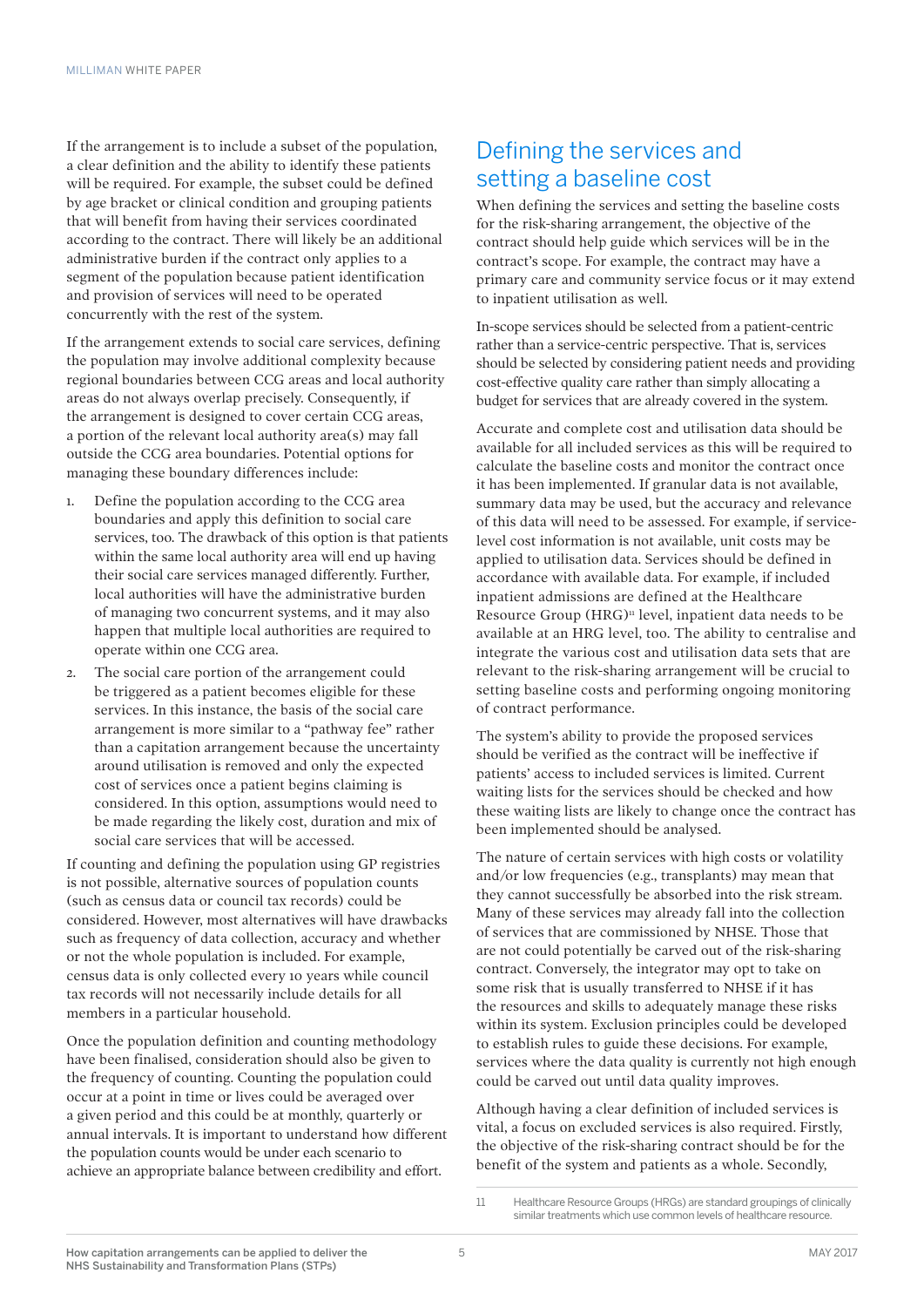If the arrangement is to include a subset of the population, a clear definition and the ability to identify these patients will be required. For example, the subset could be defined by age bracket or clinical condition and grouping patients that will benefit from having their services coordinated according to the contract. There will likely be an additional administrative burden if the contract only applies to a segment of the population because patient identification and provision of services will need to be operated concurrently with the rest of the system.

If the arrangement extends to social care services, defining the population may involve additional complexity because regional boundaries between CCG areas and local authority areas do not always overlap precisely. Consequently, if the arrangement is designed to cover certain CCG areas, a portion of the relevant local authority area(s) may fall outside the CCG area boundaries. Potential options for managing these boundary differences include:

1. Define the population according to the CCG area boundaries and apply this definition to social care services, too. The drawback of this option is that patients within the same local authority area will end up having their social care services managed differently. Further, local authorities will have the administrative burden of managing two concurrent systems, and it may also happen that multiple local authorities are required to operate within one CCG area.
2. The social care portion of the arrangement could be triggered as a patient becomes eligible for these services. In this instance, the basis of the social care arrangement is more similar to a "pathway fee" rather than a capitation arrangement because the uncertainty around utilisation is removed and only the expected cost of services once a patient begins claiming is considered. In this option, assumptions would need to be made regarding the likely cost, duration and mix of social care services that will be accessed.

If counting and defining the population using GP registries is not possible, alternative sources of population counts (such as census data or council tax records) could be considered. However, most alternatives will have drawbacks such as frequency of data collection, accuracy and whether or not the whole population is included. For example, census data is only collected every 10 years while council tax records will not necessarily include details for all members in a particular household.

Once the population definition and counting methodology have been finalised, consideration should also be given to the frequency of counting. Counting the population could occur at a point in time or lives could be averaged over a given period and this could be at monthly, quarterly or annual intervals. It is important to understand how different the population counts would be under each scenario to achieve an appropriate balance between credibility and effort.

## Defining the services and setting a baseline cost

When defining the services and setting the baseline costs for the risk-sharing arrangement, the objective of the contract should help guide which services will be in the contract's scope. For example, the contract may have a primary care and community service focus or it may extend to inpatient utilisation as well.

In-scope services should be selected from a patient-centric rather than a service-centric perspective. That is, services should be selected by considering patient needs and providing cost-effective quality care rather than simply allocating a budget for services that are already covered in the system.

Accurate and complete cost and utilisation data should be available for all included services as this will be required to calculate the baseline costs and monitor the contract once it has been implemented. If granular data is not available, summary data may be used, but the accuracy and relevance of this data will need to be assessed. For example, if service-level cost information is not available, unit costs may be applied to utilisation data. Services should be defined in accordance with available data. For example, if included inpatient admissions are defined at the Healthcare Resource Group (HRG)[11] level, inpatient data needs to be available at an HRG level, too. The ability to centralise and integrate the various cost and utilisation data sets that are relevant to the risk-sharing arrangement will be crucial to setting baseline costs and performing ongoing monitoring of contract performance.

The system's ability to provide the proposed services should be verified as the contract will be ineffective if patients' access to included services is limited. Current waiting lists for the services should be checked and how these waiting lists are likely to change once the contract has been implemented should be analysed.

The nature of certain services with high costs or volatility and/or low frequencies (e.g., transplants) may mean that they cannot successfully be absorbed into the risk stream. Many of these services may already fall into the collection of services that are commissioned by NHSE. Those that are not could potentially be carved out of the risk-sharing contract. Conversely, the integrator may opt to take on some risk that is usually transferred to NHSE if it has the resources and skills to adequately manage these risks within its system. Exclusion principles could be developed to establish rules to guide these decisions. For example, services where the data quality is currently not high enough could be carved out until data quality improves.

Although having a clear definition of included services is vital, a focus on excluded services is also required. Firstly, the objective of the risk-sharing contract should be for the benefit of the system and patients as a whole. Secondly,

11 Healthcare Resource Groups (HRGs) are standard groupings of clinically similar treatments which use common levels of healthcare resource.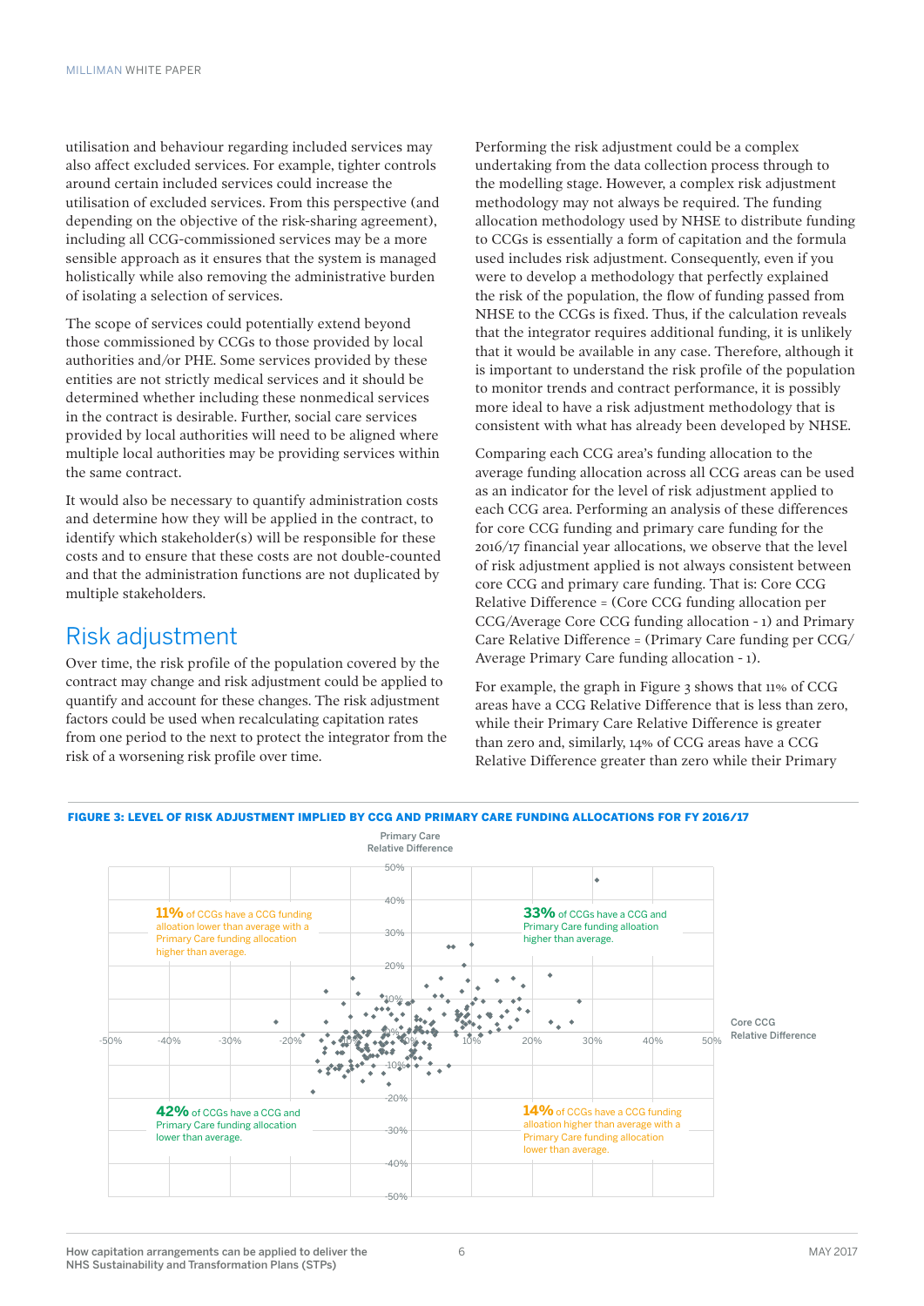utilisation and behaviour regarding included services may also affect excluded services. For example, tighter controls around certain included services could increase the utilisation of excluded services. From this perspective (and depending on the objective of the risk-sharing agreement), including all CCG-commissioned services may be a more sensible approach as it ensures that the system is managed holistically while also removing the administrative burden of isolating a selection of services.

The scope of services could potentially extend beyond those commissioned by CCGs to those provided by local authorities and/or PHE. Some services provided by these entities are not strictly medical services and it should be determined whether including these nonmedical services in the contract is desirable. Further, social care services provided by local authorities will need to be aligned where multiple local authorities may be providing services within the same contract.

It would also be necessary to quantify administration costs and determine how they will be applied in the contract, to identify which stakeholder(s) will be responsible for these costs and to ensure that these costs are not double-counted and that the administration functions are not duplicated by multiple stakeholders.

## Risk adjustment

Over time, the risk profile of the population covered by the contract may change and risk adjustment could be applied to quantify and account for these changes. The risk adjustment factors could be used when recalculating capitation rates from one period to the next to protect the integrator from the risk of a worsening risk profile over time.

Performing the risk adjustment could be a complex undertaking from the data collection process through to the modelling stage. However, a complex risk adjustment methodology may not always be required. The funding allocation methodology used by NHSE to distribute funding to CCGs is essentially a form of capitation and the formula used includes risk adjustment. Consequently, even if you were to develop a methodology that perfectly explained the risk of the population, the flow of funding passed from NHSE to the CCGs is fixed. Thus, if the calculation reveals that the integrator requires additional funding, it is unlikely that it would be available in any case. Therefore, although it is important to understand the risk profile of the population to monitor trends and contract performance, it is possibly more ideal to have a risk adjustment methodology that is consistent with what has already been developed by NHSE.

Comparing each CCG area's funding allocation to the average funding allocation across all CCG areas can be used as an indicator for the level of risk adjustment applied to each CCG area. Performing an analysis of these differences for core CCG funding and primary care funding for the 2016/17 financial year allocations, we observe that the level of risk adjustment applied is not always consistent between core CCG and primary care funding. That is: Core CCG Relative Difference = (Core CCG funding allocation per CCG/Average Core CCG funding allocation - 1) and Primary Care Relative Difference = (Primary Care funding per CCG/ Average Primary Care funding allocation - 1).

For example, the graph in Figure 3 shows that 11% of CCG areas have a CCG Relative Difference that is less than zero, while their Primary Care Relative Difference is greater than zero and, similarly, 14% of CCG areas have a CCG Relative Difference greater than zero while their Primary

**FIGURE 3: LEVEL OF RISK ADJUSTMENT IMPLIED BY CCG AND PRIMARY CARE FUNDING ALLOCATIONS FOR FY 2016/17**

Primary Care Relative Difference (vertical axis, -50% to 50%); Core CCG Relative Difference (horizontal axis, -50% to 50%)

- **11%** of CCGs have a CCG funding alloation lower than average with a Primary Care funding allocation higher than average.
- **33%** of CCGs have a CCG and Primary Care funding alloation higher than average.
- **42%** of CCGs have a CCG and Primary Care funding allocation lower than average.
- **14%** of CCGs have a CCG funding alloation higher than average with a Primary Care funding allocation lower than average.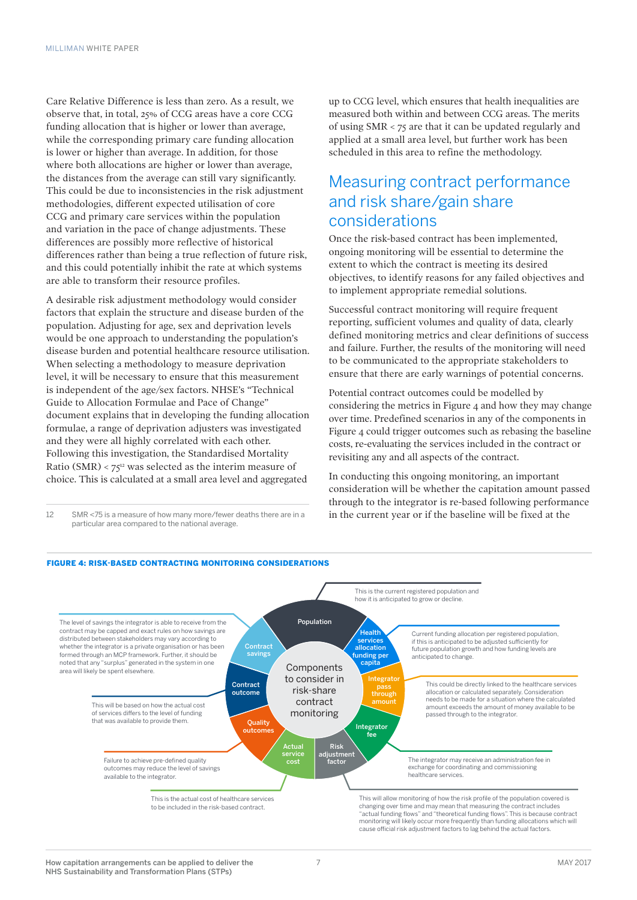Care Relative Difference is less than zero. As a result, we observe that, in total, 25% of CCG areas have a core CCG funding allocation that is higher or lower than average, while the corresponding primary care funding allocation is lower or higher than average. In addition, for those where both allocations are higher or lower than average, the distances from the average can still vary significantly. This could be due to inconsistencies in the risk adjustment methodologies, different expected utilisation of core CCG and primary care services within the population and variation in the pace of change adjustments. These differences are possibly more reflective of historical differences rather than being a true reflection of future risk, and this could potentially inhibit the rate at which systems are able to transform their resource profiles.

A desirable risk adjustment methodology would consider factors that explain the structure and disease burden of the population. Adjusting for age, sex and deprivation levels would be one approach to understanding the population's disease burden and potential healthcare resource utilisation. When selecting a methodology to measure deprivation level, it will be necessary to ensure that this measurement is independent of the age/sex factors. NHSE's "Technical Guide to Allocation Formulae and Pace of Change" document explains that in developing the funding allocation formulae, a range of deprivation adjusters was investigated and they were all highly correlated with each other. Following this investigation, the Standardised Mortality Ratio (SMR) < 75[12] was selected as the interim measure of choice. This is calculated at a small area level and aggregated up to CCG level, which ensures that health inequalities are measured both within and between CCG areas. The merits of using SMR < 75 are that it can be updated regularly and applied at a small area level, but further work has been scheduled in this area to refine the methodology.

12 SMR <75 is a measure of how many more/fewer deaths there are in a particular area compared to the national average.

## Measuring contract performance and risk share/gain share considerations

Once the risk-based contract has been implemented, ongoing monitoring will be essential to determine the extent to which the contract is meeting its desired objectives, to identify reasons for any failed objectives and to implement appropriate remedial solutions.

Successful contract monitoring will require frequent reporting, sufficient volumes and quality of data, clearly defined monitoring metrics and clear definitions of success and failure. Further, the results of the monitoring will need to be communicated to the appropriate stakeholders to ensure that there are early warnings of potential concerns.

Potential contract outcomes could be modelled by considering the metrics in Figure 4 and how they may change over time. Predefined scenarios in any of the components in Figure 4 could trigger outcomes such as rebasing the baseline costs, re-evaluating the services included in the contract or revisiting any and all aspects of the contract.

In conducting this ongoing monitoring, an important consideration will be whether the capitation amount passed through to the integrator is re-based following performance in the current year or if the baseline will be fixed at the

**FIGURE 4: RISK-BASED CONTRACTING MONITORING CONSIDERATIONS**

Components to consider in risk-share contract monitoring

- **Population**: This is the current registered population and how it is anticipated to grow or decline.
- **Health services allocation funding per capita**: Current funding allocation per registered population, if this is anticipated to be adjusted sufficiently for future population growth and how funding levels are anticipated to change.
- **Integrator pass through amount**: This could be directly linked to the healthcare services allocation or calculated separately. Consideration needs to be made for a situation where the calculated amount exceeds the amount of money available to be passed through to the integrator.
- **Integrator fee**: The integrator may receive an administration fee in exchange for coordinating and commissioning healthcare services.
- **Risk adjustment factor**: This will allow monitoring of how the risk profile of the population covered is changing over time and may mean that measuring the contract includes "actual funding flows" and "theoretical funding flows". This is because contract monitoring will likely occur more frequently than funding allocations which will cause official risk adjustment factors to lag behind the actual factors.
- **Actual service cost**: This is the actual cost of healthcare services to be included in the risk-based contract.
- **Quality outcomes**: Failure to achieve pre-defined quality outcomes may reduce the level of savings available to the integrator.
- **Contract outcome**: This will be based on how the actual cost of services differs to the level of funding that was available to provide them.
- **Contract savings**: The level of savings the integrator is able to receive from the contract may be capped and exact rules on how savings are distributed between stakeholders may vary according to whether the integrator is a private organisation or has been formed through an MCP framework. Further, it should be noted that any "surplus" generated in the system in one area will likely be spent elsewhere.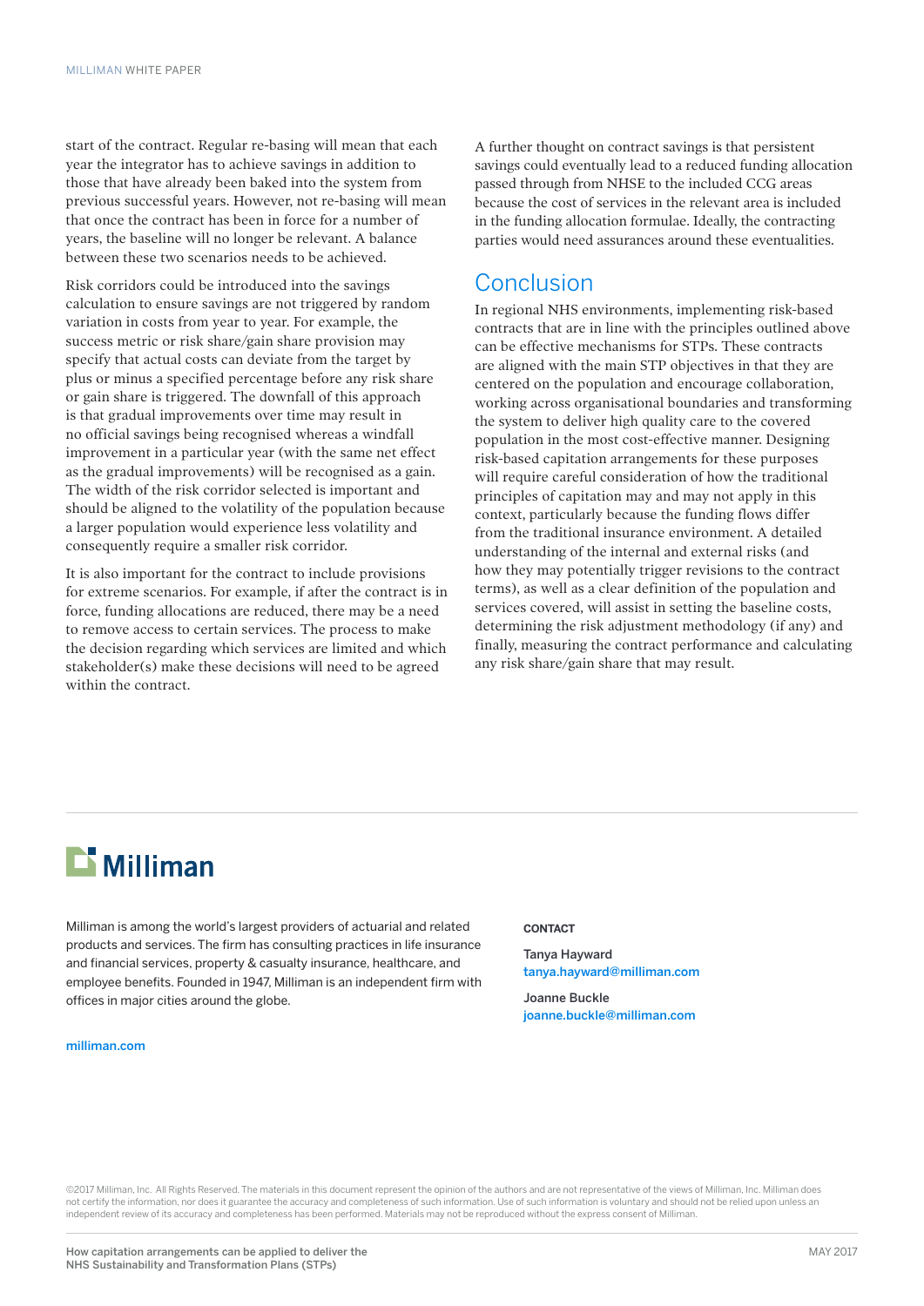start of the contract. Regular re-basing will mean that each year the integrator has to achieve savings in addition to those that have already been baked into the system from previous successful years. However, not re-basing will mean that once the contract has been in force for a number of years, the baseline will no longer be relevant. A balance between these two scenarios needs to be achieved.

Risk corridors could be introduced into the savings calculation to ensure savings are not triggered by random variation in costs from year to year. For example, the success metric or risk share/gain share provision may specify that actual costs can deviate from the target by plus or minus a specified percentage before any risk share or gain share is triggered. The downfall of this approach is that gradual improvements over time may result in no official savings being recognised whereas a windfall improvement in a particular year (with the same net effect as the gradual improvements) will be recognised as a gain. The width of the risk corridor selected is important and should be aligned to the volatility of the population because a larger population would experience less volatility and consequently require a smaller risk corridor.

It is also important for the contract to include provisions for extreme scenarios. For example, if after the contract is in force, funding allocations are reduced, there may be a need to remove access to certain services. The process to make the decision regarding which services are limited and which stakeholder(s) make these decisions will need to be agreed within the contract.

A further thought on contract savings is that persistent savings could eventually lead to a reduced funding allocation passed through from NHSE to the included CCG areas because the cost of services in the relevant area is included in the funding allocation formulae. Ideally, the contracting parties would need assurances around these eventualities.

## Conclusion

In regional NHS environments, implementing risk-based contracts that are in line with the principles outlined above can be effective mechanisms for STPs. These contracts are aligned with the main STP objectives in that they are centered on the population and encourage collaboration, working across organisational boundaries and transforming the system to deliver high quality care to the covered population in the most cost-effective manner. Designing risk-based capitation arrangements for these purposes will require careful consideration of how the traditional principles of capitation may and may not apply in this context, particularly because the funding flows differ from the traditional insurance environment. A detailed understanding of the internal and external risks (and how they may potentially trigger revisions to the contract terms), as well as a clear definition of the population and services covered, will assist in setting the baseline costs, determining the risk adjustment methodology (if any) and finally, measuring the contract performance and calculating any risk share/gain share that may result.

**Milliman**

Milliman is among the world's largest providers of actuarial and related products and services. The firm has consulting practices in life insurance and financial services, property & casualty insurance, healthcare, and employee benefits. Founded in 1947, Milliman is an independent firm with offices in major cities around the globe.

milliman.com

**CONTACT**

Tanya Hayward
tanya.hayward@milliman.com

Joanne Buckle
joanne.buckle@milliman.com

©2017 Milliman, Inc. All Rights Reserved. The materials in this document represent the opinion of the authors and are not representative of the views of Milliman, Inc. Milliman does not certify the information, nor does it guarantee the accuracy and completeness of such information. Use of such information is voluntary and should not be relied upon unless an independent review of its accuracy and completeness has been performed. Materials may not be reproduced without the express consent of Milliman.